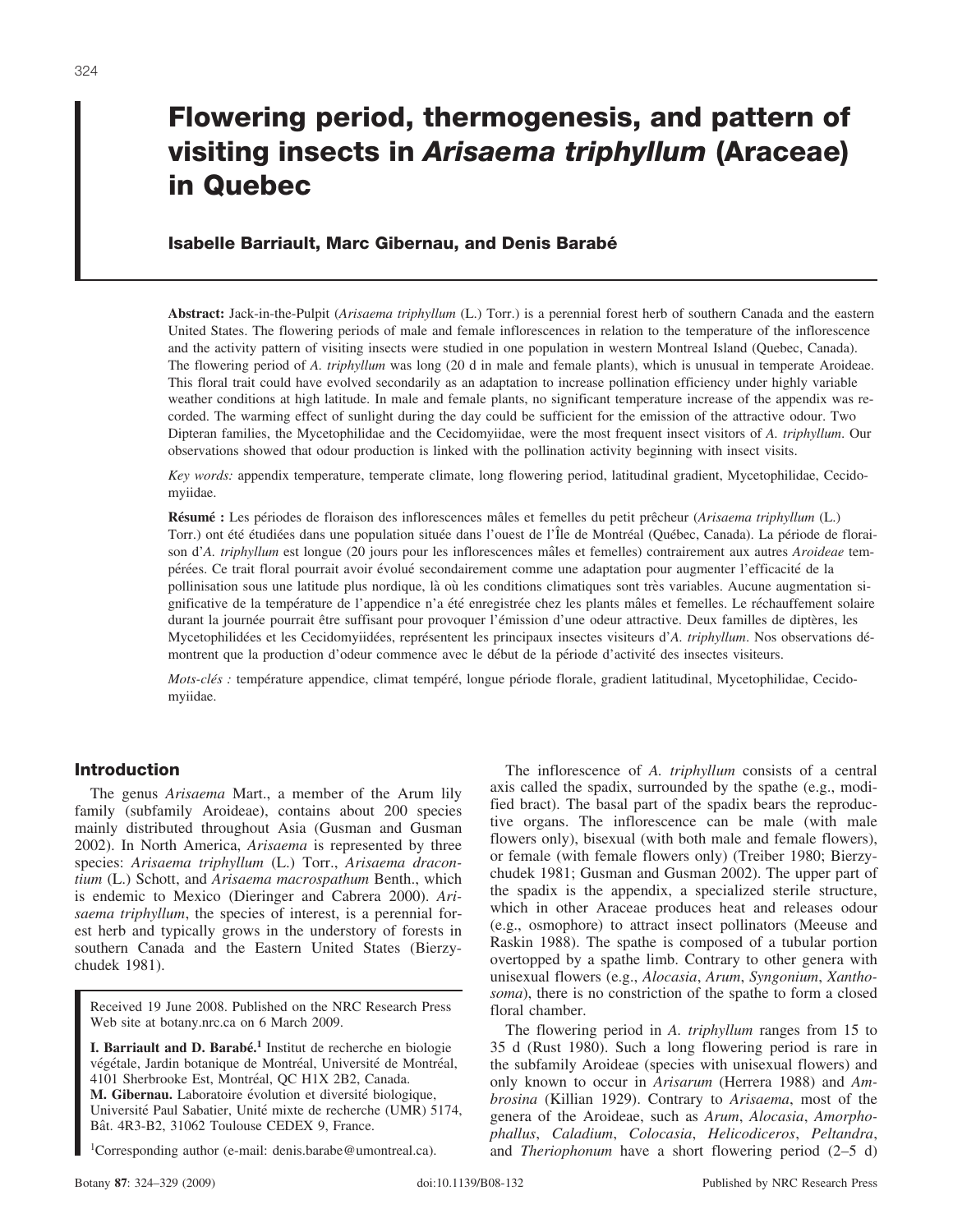# Flowering period, thermogenesis, and pattern of visiting insects in *Arisaema triphyllum* (Araceae) in Quebec

**Isabelle Barriault, Marc Gibernau, and Denis Barabé**

**Abstract:** Jack-in-the-Pulpit (*Arisaema triphyllum* (L.) Torr.) is a perennial forest herb of southern Canada and the eastern United States. The flowering periods of male and female inflorescences in relation to the temperature of the inflorescence and the activity pattern of visiting insects were studied in one population in western Montreal Island (Quebec, Canada). The flowering period of *A. triphyllum* was long (20 d in male and female plants), which is unusual in temperate Aroideae. This floral trait could have evolved secondarily as an adaptation to increase pollination efficiency under highly variable weather conditions at high latitude. In male and female plants, no significant temperature increase of the appendix was recorded. The warming effect of sunlight during the day could be sufficient for the emission of the attractive odour. Two Dipteran families, the Mycetophilidae and the Cecidomyiidae, were the most frequent insect visitors of *A. triphyllum*. Our observations showed that odour production is linked with the pollination activity beginning with insect visits.

*Key words:* appendix temperature, temperate climate, long flowering period, latitudinal gradient, Mycetophilidae, Cecidomyiidae.

**Résumé :** Les périodes de floraison des inflorescences mâles et femelles du petit prêcheur (*Arisaema triphyllum* (L.) Torr.) ont été étudiées dans une population située dans l'ouest de l'Île de Montréal (Québec, Canada). La période de floraison d'*A. triphyllum* est longue (20 jours pour les inflorescences mâles et femelles) contrairement aux autres *Aroideae* tempérées. Ce trait floral pourrait avoir évolué secondairement comme une adaptation pour augmenter l'efficacité de la pollinisation sous une latitude plus nordique, là où les conditions climatiques sont très variables. Aucune augmentation significative de la température de l'appendice n'a été enregistrée chez les plants mâles et femelles. Le réchauffement solaire durant la journée pourrait être suffisant pour provoquer l'émission d'une odeur attractive. Deux familles de diptères, les Mycetophilidées et les Cecidomyiidées, représentent les principaux insectes visiteurs d'*A. triphyllum*. Nos observations démontrent que la production d'odeur commence avec le début de la période d'activité des insectes visiteurs.

*Mots-clés :* température appendice, climat tempéré, longue période florale, gradient latitudinal, Mycetophilidae, Cecidomyiidae.

## Introduction

The genus *Arisaema* Mart., a member of the Arum lily family (subfamily Aroideae), contains about 200 species mainly distributed throughout Asia (Gusman and Gusman 2002). In North America, *Arisaema* is represented by three species: *Arisaema triphyllum* (L.) Torr., *Arisaema dracontium* (L.) Schott, and *Arisaema macrospathum* Benth., which is endemic to Mexico (Dieringer and Cabrera 2000). *Arisaema triphyllum*, the species of interest, is a perennial forest herb and typically grows in the understory of forests in southern Canada and the Eastern United States (Bierzychudek 1981).

Received 19 June 2008. Published on the NRC Research Press Web site at botany.nrc.ca on 6 March 2009.

**I. Barriault and D. Barabé.**[1] Institut de recherche en biologie végétale, Jardin botanique de Montréal, Université de Montréal, 4101 Sherbrooke Est, Montréal, QC H1X 2B2, Canada.
**M. Gibernau.** Laboratoire évolution et diversité biologique, Université Paul Sabatier, Unité mixte de recherche (UMR) 5174, Bât. 4R3-B2, 31062 Toulouse CEDEX 9, France.

[1]Corresponding author (e-mail: denis.barabe@umontreal.ca).

The inflorescence of *A. triphyllum* consists of a central axis called the spadix, surrounded by the spathe (e.g., modified bract). The basal part of the spadix bears the reproductive organs. The inflorescence can be male (with male flowers only), bisexual (with both male and female flowers), or female (with female flowers only) (Treiber 1980; Bierzychudek 1981; Gusman and Gusman 2002). The upper part of the spadix is the appendix, a specialized sterile structure, which in other Araceae produces heat and releases odour (e.g., osmophore) to attract insect pollinators (Meeuse and Raskin 1988). The spathe is composed of a tubular portion overtopped by a spathe limb. Contrary to other genera with unisexual flowers (e.g., *Alocasia*, *Arum*, *Syngonium*, *Xanthosoma*), there is no constriction of the spathe to form a closed floral chamber.

The flowering period in *A. triphyllum* ranges from 15 to 35 d (Rust 1980). Such a long flowering period is rare in the subfamily Aroideae (species with unisexual flowers) and only known to occur in *Arisarum* (Herrera 1988) and *Ambrosina* (Killian 1929). Contrary to *Arisaema*, most of the genera of the Aroideae, such as *Arum*, *Alocasia*, *Amorphophallus*, *Caladium*, *Colocasia*, *Helicodiceros*, *Peltandra*, and *Theriophonum* have a short flowering period (2–5 d)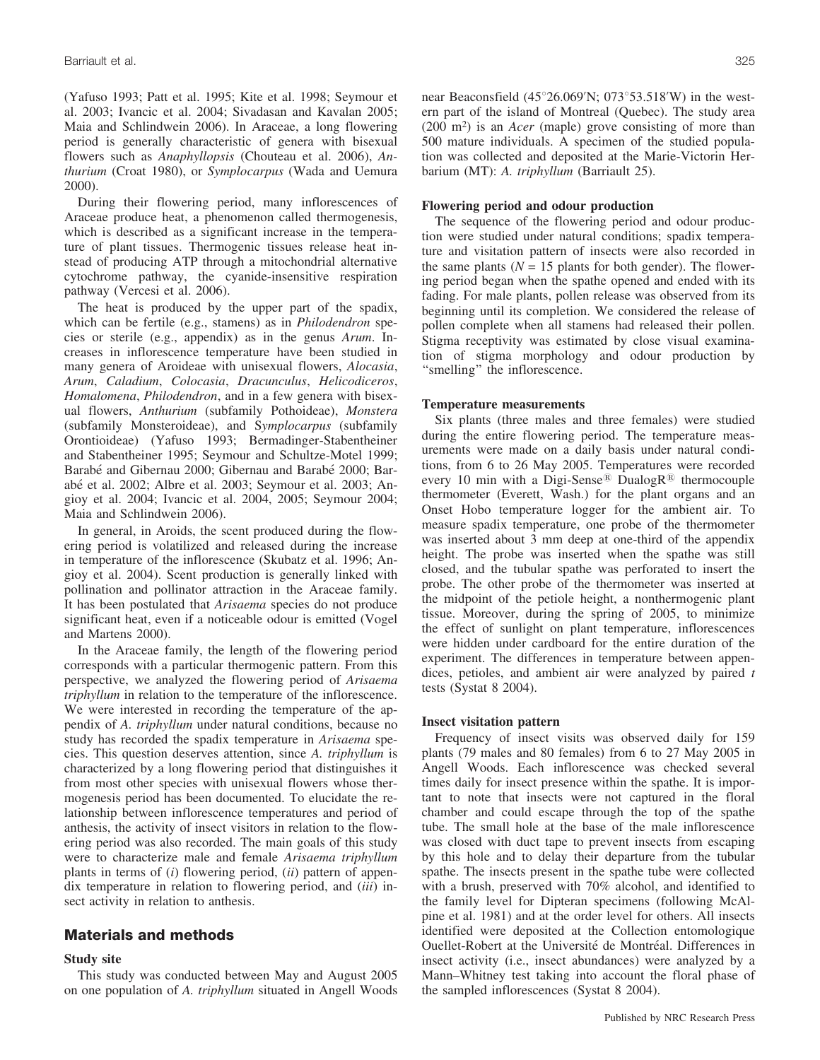(Yafuso 1993; Patt et al. 1995; Kite et al. 1998; Seymour et al. 2003; Ivancic et al. 2004; Sivadasan and Kavalan 2005; Maia and Schlindwein 2006). In Araceae, a long flowering period is generally characteristic of genera with bisexual flowers such as *Anaphyllopsis* (Chouteau et al. 2006), *Anthurium* (Croat 1980), or *Symplocarpus* (Wada and Uemura 2000).

During their flowering period, many inflorescences of Araceae produce heat, a phenomenon called thermogenesis, which is described as a significant increase in the temperature of plant tissues. Thermogenic tissues release heat instead of producing ATP through a mitochondrial alternative cytochrome pathway, the cyanide-insensitive respiration pathway (Vercesi et al. 2006).

The heat is produced by the upper part of the spadix, which can be fertile (e.g., stamens) as in *Philodendron* species or sterile (e.g., appendix) as in the genus *Arum*. Increases in inflorescence temperature have been studied in many genera of Aroideae with unisexual flowers, *Alocasia*, *Arum*, *Caladium*, *Colocasia*, *Dracunculus*, *Helicodiceros*, *Homalomena*, *Philodendron*, and in a few genera with bisexual flowers, *Anthurium* (subfamily Pothoideae), *Monstera* (subfamily Monsteroideae), and *Symplocarpus* (subfamily Orontioideae) (Yafuso 1993; Bermadinger-Stabentheiner and Stabentheiner 1995; Seymour and Schultze-Motel 1999; Barabé and Gibernau 2000; Gibernau and Barabé 2000; Barabé et al. 2002; Albre et al. 2003; Seymour et al. 2003; Angioy et al. 2004; Ivancic et al. 2004, 2005; Seymour 2004; Maia and Schlindwein 2006).

In general, in Aroids, the scent produced during the flowering period is volatilized and released during the increase in temperature of the inflorescence (Skubatz et al. 1996; Angioy et al. 2004). Scent production is generally linked with pollination and pollinator attraction in the Araceae family. It has been postulated that *Arisaema* species do not produce significant heat, even if a noticeable odour is emitted (Vogel and Martens 2000).

In the Araceae family, the length of the flowering period corresponds with a particular thermogenic pattern. From this perspective, we analyzed the flowering period of *Arisaema triphyllum* in relation to the temperature of the inflorescence. We were interested in recording the temperature of the appendix of *A. triphyllum* under natural conditions, because no study has recorded the spadix temperature in *Arisaema* species. This question deserves attention, since *A. triphyllum* is characterized by a long flowering period that distinguishes it from most other species with unisexual flowers whose thermogenesis period has been documented. To elucidate the relationship between inflorescence temperatures and period of anthesis, the activity of insect visitors in relation to the flowering period was also recorded. The main goals of this study were to characterize male and female *Arisaema triphyllum* plants in terms of (*i*) flowering period, (*ii*) pattern of appendix temperature in relation to flowering period, and (*iii*) insect activity in relation to anthesis.

## Materials and methods

### Study site

This study was conducted between May and August 2005 on one population of *A. triphyllum* situated in Angell Woods near Beaconsfield (45°26.069′N; 073°53.518′W) in the western part of the island of Montreal (Quebec). The study area (200 m$^2$) is an *Acer* (maple) grove consisting of more than 500 mature individuals. A specimen of the studied population was collected and deposited at the Marie-Victorin Herbarium (MT): *A. triphyllum* (Barriault 25).

### Flowering period and odour production

The sequence of the flowering period and odour production were studied under natural conditions; spadix temperature and visitation pattern of insects were also recorded in the same plants ($N = 15$ plants for both gender). The flowering period began when the spathe opened and ended with its fading. For male plants, pollen release was observed from its beginning until its completion. We considered the release of pollen complete when all stamens had released their pollen. Stigma receptivity was estimated by close visual examination of stigma morphology and odour production by "smelling" the inflorescence.

### Temperature measurements

Six plants (three males and three females) were studied during the entire flowering period. The temperature measurements were made on a daily basis under natural conditions, from 6 to 26 May 2005. Temperatures were recorded every 10 min with a Digi-Sense® DualogR® thermocouple thermometer (Everett, Wash.) for the plant organs and an Onset Hobo temperature logger for the ambient air. To measure spadix temperature, one probe of the thermometer was inserted about 3 mm deep at one-third of the appendix height. The probe was inserted when the spathe was still closed, and the tubular spathe was perforated to insert the probe. The other probe of the thermometer was inserted at the midpoint of the petiole height, a nonthermogenic plant tissue. Moreover, during the spring of 2005, to minimize the effect of sunlight on plant temperature, inflorescences were hidden under cardboard for the entire duration of the experiment. The differences in temperature between appendices, petioles, and ambient air were analyzed by paired *t* tests (Systat 8 2004).

### Insect visitation pattern

Frequency of insect visits was observed daily for 159 plants (79 males and 80 females) from 6 to 27 May 2005 in Angell Woods. Each inflorescence was checked several times daily for insect presence within the spathe. It is important to note that insects were not captured in the floral chamber and could escape through the top of the spathe tube. The small hole at the base of the male inflorescence was closed with duct tape to prevent insects from escaping by this hole and to delay their departure from the tubular spathe. The insects present in the spathe tube were collected with a brush, preserved with 70% alcohol, and identified to the family level for Dipteran specimens (following McAlpine et al. 1981) and at the order level for others. All insects identified were deposited at the Collection entomologique Ouellet-Robert at the Université de Montréal. Differences in insect activity (i.e., insect abundances) were analyzed by a Mann–Whitney test taking into account the floral phase of the sampled inflorescences (Systat 8 2004).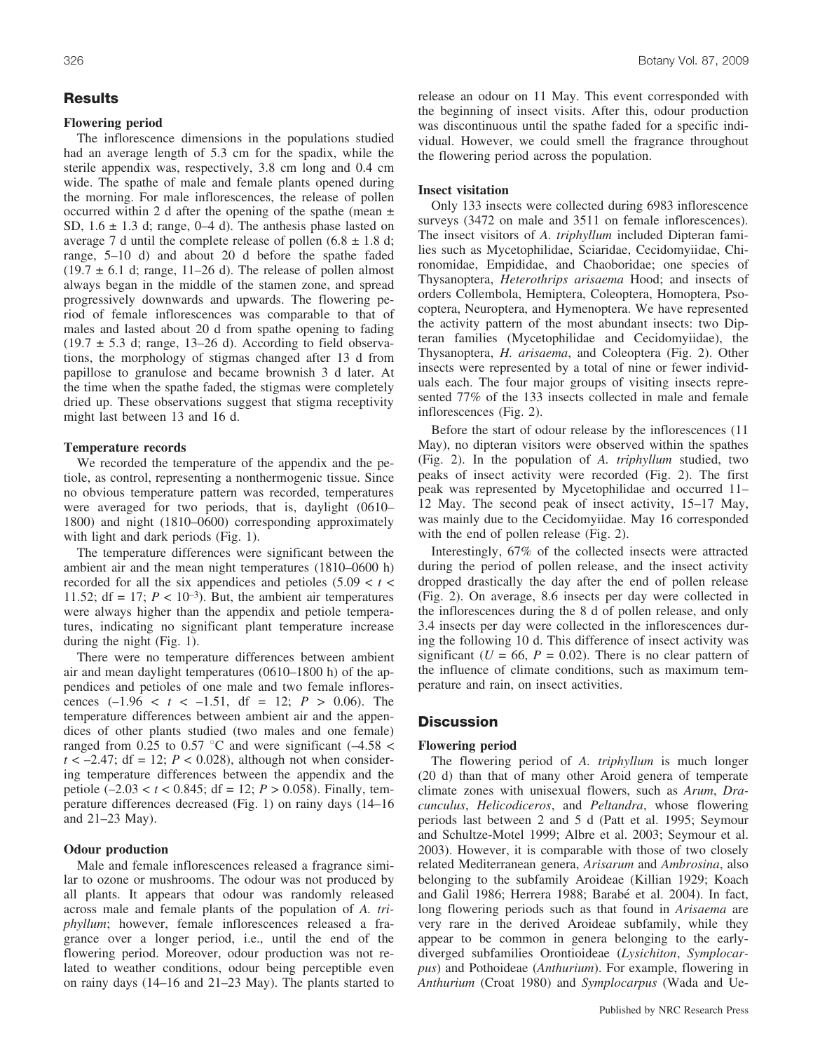## Results

### Flowering period

The inflorescence dimensions in the populations studied had an average length of 5.3 cm for the spadix, while the sterile appendix was, respectively, 3.8 cm long and 0.4 cm wide. The spathe of male and female plants opened during the morning. For male inflorescences, the release of pollen occurred within 2 d after the opening of the spathe (mean ± SD, 1.6 ± 1.3 d; range, 0–4 d). The anthesis phase lasted on average 7 d until the complete release of pollen (6.8 ± 1.8 d; range, 5–10 d) and about 20 d before the spathe faded (19.7 ± 6.1 d; range, 11–26 d). The release of pollen almost always began in the middle of the stamen zone, and spread progressively downwards and upwards. The flowering period of female inflorescences was comparable to that of males and lasted about 20 d from spathe opening to fading (19.7 ± 5.3 d; range, 13–26 d). According to field observations, the morphology of stigmas changed after 13 d from papillose to granulose and became brownish 3 d later. At the time when the spathe faded, the stigmas were completely dried up. These observations suggest that stigma receptivity might last between 13 and 16 d.

### Temperature records

We recorded the temperature of the appendix and the petiole, as control, representing a nonthermogenic tissue. Since no obvious temperature pattern was recorded, temperatures were averaged for two periods, that is, daylight (0610–1800) and night (1810–0600) corresponding approximately with light and dark periods (Fig. 1).

The temperature differences were significant between the ambient air and the mean night temperatures (1810–0600 h) recorded for all the six appendices and petioles ($5.09 < t < 11.52$; df = 17; $P < 10^{-3}$). But, the ambient air temperatures were always higher than the appendix and petiole temperatures, indicating no significant plant temperature increase during the night (Fig. 1).

There were no temperature differences between ambient air and mean daylight temperatures (0610–1800 h) of the appendices and petioles of one male and two female inflorescences ($-1.96 < t < -1.51$, df = 12; $P > 0.06$). The temperature differences between ambient air and the appendices of other plants studied (two males and one female) ranged from 0.25 to 0.57 °C and were significant ($-4.58 < t < -2.47$; df = 12; $P < 0.028$), although not when considering temperature differences between the appendix and the petiole ($-2.03 < t < 0.845$; df = 12; $P > 0.058$). Finally, temperature differences decreased (Fig. 1) on rainy days (14–16 and 21–23 May).

### Odour production

Male and female inflorescences released a fragrance similar to ozone or mushrooms. The odour was not produced by all plants. It appears that odour was randomly released across male and female plants of the population of *A. triphyllum*; however, female inflorescences released a fragrance over a longer period, i.e., until the end of the flowering period. Moreover, odour production was not related to weather conditions, odour being perceptible even on rainy days (14–16 and 21–23 May). The plants started to release an odour on 11 May. This event corresponded with the beginning of insect visits. After this, odour production was discontinuous until the spathe faded for a specific individual. However, we could smell the fragrance throughout the flowering period across the population.

### Insect visitation

Only 133 insects were collected during 6983 inflorescence surveys (3472 on male and 3511 on female inflorescences). The insect visitors of *A. triphyllum* included Dipteran families such as Mycetophilidae, Sciaridae, Cecidomyiidae, Chironomidae, Empididae, and Chaoboridae; one species of Thysanoptera, *Heterothrips arisaema* Hood; and insects of orders Collembola, Hemiptera, Coleoptera, Homoptera, Psocoptera, Neuroptera, and Hymenoptera. We have represented the activity pattern of the most abundant insects: two Dipteran families (Mycetophilidae and Cecidomyiidae), the Thysanoptera, *H. arisaema*, and Coleoptera (Fig. 2). Other insects were represented by a total of nine or fewer individuals each. The four major groups of visiting insects represented 77% of the 133 insects collected in male and female inflorescences (Fig. 2).

Before the start of odour release by the inflorescences (11 May), no dipteran visitors were observed within the spathes (Fig. 2). In the population of *A. triphyllum* studied, two peaks of insect activity were recorded (Fig. 2). The first peak was represented by Mycetophilidae and occurred 11–12 May. The second peak of insect activity, 15–17 May, was mainly due to the Cecidomyiidae. May 16 corresponded with the end of pollen release (Fig. 2).

Interestingly, 67% of the collected insects were attracted during the period of pollen release, and the insect activity dropped drastically the day after the end of pollen release (Fig. 2). On average, 8.6 insects per day were collected in the inflorescences during the 8 d of pollen release, and only 3.4 insects per day were collected in the inflorescences during the following 10 d. This difference of insect activity was significant ($U = 66$, $P = 0.02$). There is no clear pattern of the influence of climate conditions, such as maximum temperature and rain, on insect activities.

## Discussion

### Flowering period

The flowering period of *A. triphyllum* is much longer (20 d) than that of many other Aroid genera of temperate climate zones with unisexual flowers, such as *Arum*, *Dracunculus*, *Helicodiceros*, and *Peltandra*, whose flowering periods last between 2 and 5 d (Patt et al. 1995; Seymour and Schultze-Motel 1999; Albre et al. 2003; Seymour et al. 2003). However, it is comparable with those of two closely related Mediterranean genera, *Arisarum* and *Ambrosina*, also belonging to the subfamily Aroideae (Killian 1929; Koach and Galil 1986; Herrera 1988; Barabé et al. 2004). In fact, long flowering periods such as that found in *Arisaema* are very rare in the derived Aroideae subfamily, while they appear to be common in genera belonging to the early-diverged subfamilies Orontioideae (*Lysichiton*, *Symplocarpus*) and Pothoideae (*Anthurium*). For example, flowering in *Anthurium* (Croat 1980) and *Symplocarpus* (Wada and Ue-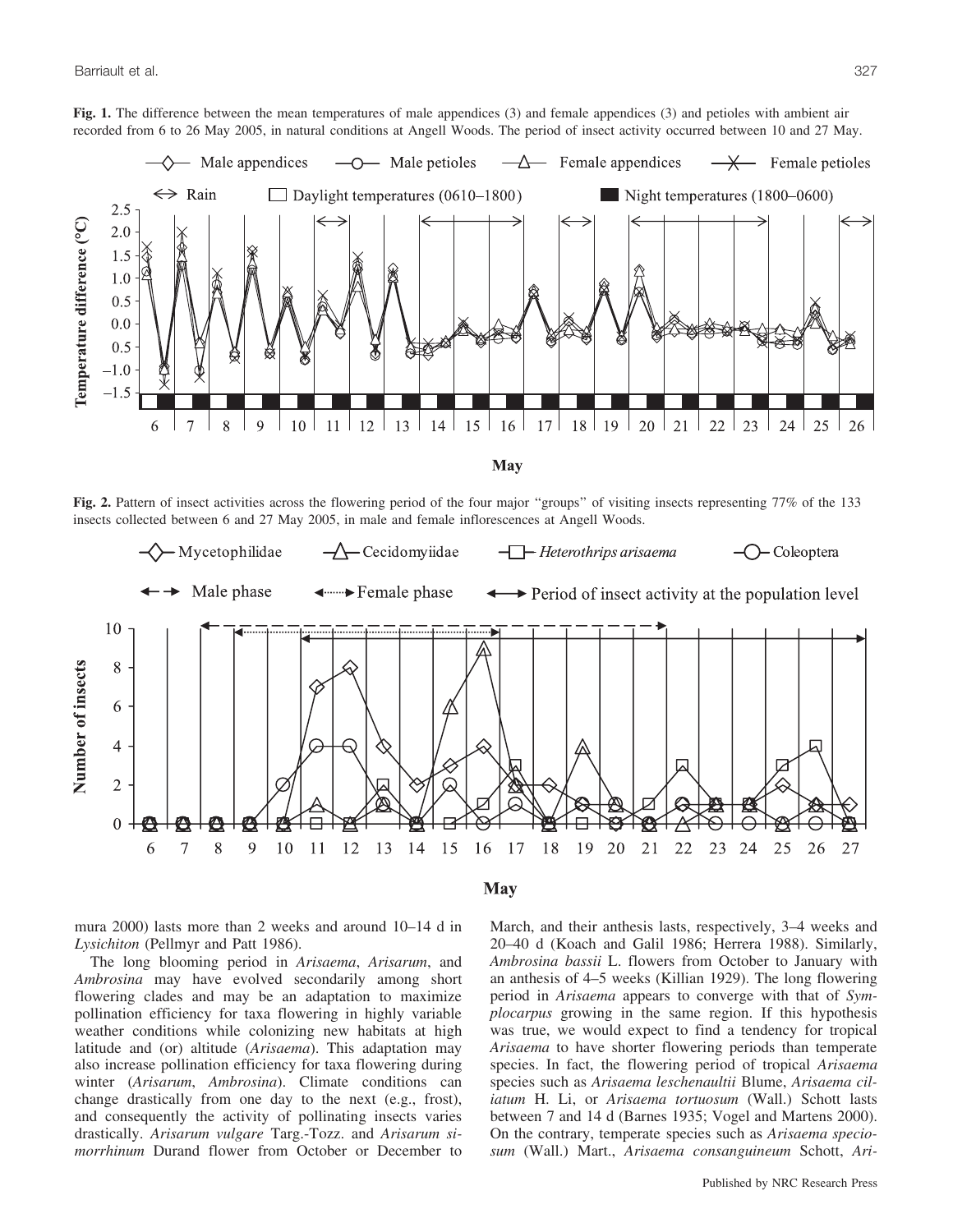**Fig. 1.** The difference between the mean temperatures of male appendices (3) and female appendices (3) and petioles with ambient air recorded from 6 to 26 May 2005, in natural conditions at Angell Woods. The period of insect activity occurred between 10 and 27 May.

**Fig. 2.** Pattern of insect activities across the flowering period of the four major "groups" of visiting insects representing 77% of the 133 insects collected between 6 and 27 May 2005, in male and female inflorescences at Angell Woods.

mura 2000) lasts more than 2 weeks and around 10–14 d in *Lysichiton* (Pellmyr and Patt 1986).

The long blooming period in *Arisaema*, *Arisarum*, and *Ambrosina* may have evolved secondarily among short flowering clades and may be an adaptation to maximize pollination efficiency for taxa flowering in highly variable weather conditions while colonizing new habitats at high latitude and (or) altitude (*Arisaema*). This adaptation may also increase pollination efficiency for taxa flowering during winter (*Arisarum*, *Ambrosina*). Climate conditions can change drastically from one day to the next (e.g., frost), and consequently the activity of pollinating insects varies drastically. *Arisarum vulgare* Targ.-Tozz. and *Arisarum simorrhinum* Durand flower from October or December to March, and their anthesis lasts, respectively, 3–4 weeks and 20–40 d (Koach and Galil 1986; Herrera 1988). Similarly, *Ambrosina bassii* L. flowers from October to January with an anthesis of 4–5 weeks (Killian 1929). The long flowering period in *Arisaema* appears to converge with that of *Symplocarpus* growing in the same region. If this hypothesis was true, we would expect to find a tendency for tropical *Arisaema* to have shorter flowering periods than temperate species. In fact, the flowering period of tropical *Arisaema* species such as *Arisaema leschenaultii* Blume, *Arisaema ciliatum* H. Li, or *Arisaema tortuosum* (Wall.) Schott lasts between 7 and 14 d (Barnes 1935; Vogel and Martens 2000). On the contrary, temperate species such as *Arisaema speciosum* (Wall.) Mart., *Arisaema consanguineum* Schott, *Ari-*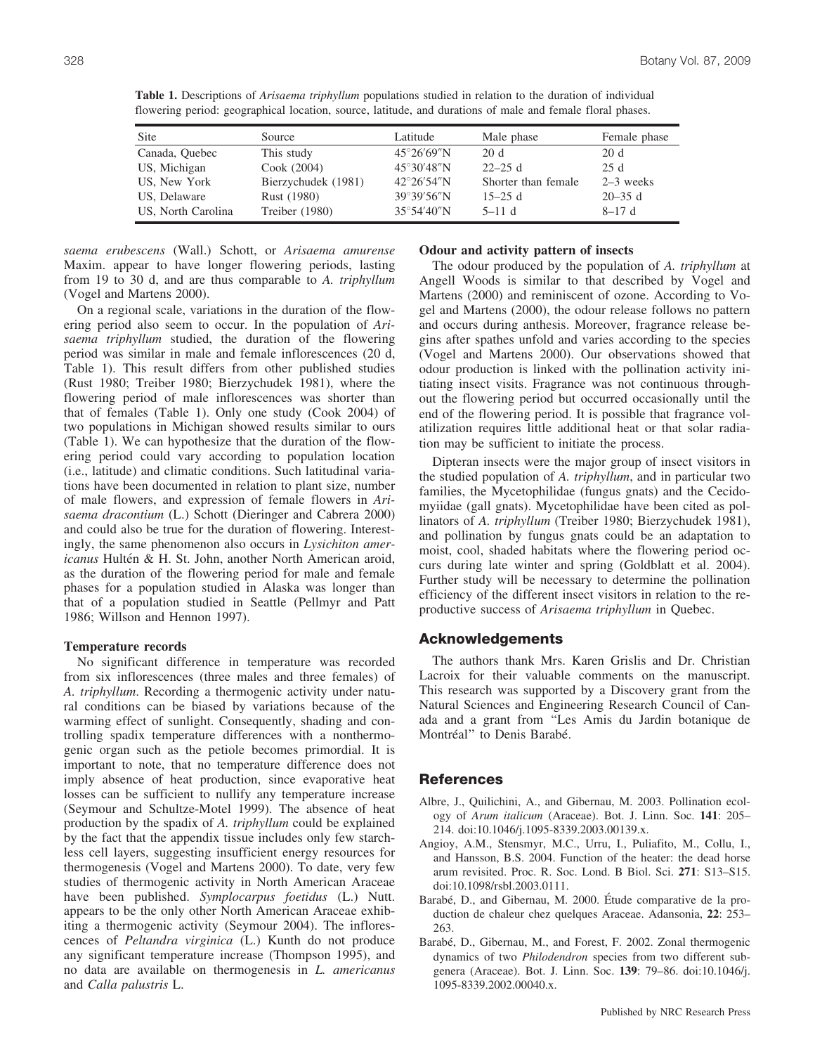**Table 1.** Descriptions of *Arisaema triphyllum* populations studied in relation to the duration of individual flowering period: geographical location, source, latitude, and durations of male and female floral phases.

| Site | Source | Latitude | Male phase | Female phase |
|---|---|---|---|---|
| Canada, Quebec | This study | 45°26′69″N | 20 d | 20 d |
| US, Michigan | Cook (2004) | 45°30′48″N | 22–25 d | 25 d |
| US, New York | Bierzychudek (1981) | 42°26′54″N | Shorter than female | 2–3 weeks |
| US, Delaware | Rust (1980) | 39°39′56″N | 15–25 d | 20–35 d |
| US, North Carolina | Treiber (1980) | 35°54′40″N | 5–11 d | 8–17 d |

*saema erubescens* (Wall.) Schott, or *Arisaema amurense* Maxim. appear to have longer flowering periods, lasting from 19 to 30 d, and are thus comparable to *A. triphyllum* (Vogel and Martens 2000).

On a regional scale, variations in the duration of the flowering period also seem to occur. In the population of *Arisaema triphyllum* studied, the duration of the flowering period was similar in male and female inflorescences (20 d, Table 1). This result differs from other published studies (Rust 1980; Treiber 1980; Bierzychudek 1981), where the flowering period of male inflorescences was shorter than that of females (Table 1). Only one study (Cook 2004) of two populations in Michigan showed results similar to ours (Table 1). We can hypothesize that the duration of the flowering period could vary according to population location (i.e., latitude) and climatic conditions. Such latitudinal variations have been documented in relation to plant size, number of male flowers, and expression of female flowers in *Arisaema dracontium* (L.) Schott (Dieringer and Cabrera 2000) and could also be true for the duration of flowering. Interestingly, the same phenomenon also occurs in *Lysichiton americanus* Hultén & H. St. John, another North American aroid, as the duration of the flowering period for male and female phases for a population studied in Alaska was longer than that of a population studied in Seattle (Pellmyr and Patt 1986; Willson and Hennon 1997).

### Temperature records

No significant difference in temperature was recorded from six inflorescences (three males and three females) of *A. triphyllum*. Recording a thermogenic activity under natural conditions can be biased by variations because of the warming effect of sunlight. Consequently, shading and controlling spadix temperature differences with a nonthermogenic organ such as the petiole becomes primordial. It is important to note, that no temperature difference does not imply absence of heat production, since evaporative heat losses can be sufficient to nullify any temperature increase (Seymour and Schultze-Motel 1999). The absence of heat production by the spadix of *A. triphyllum* could be explained by the fact that the appendix tissue includes only few starchless cell layers, suggesting insufficient energy resources for thermogenesis (Vogel and Martens 2000). To date, very few studies of thermogenic activity in North American Araceae have been published. *Symplocarpus foetidus* (L.) Nutt. appears to be the only other North American Araceae exhibiting a thermogenic activity (Seymour 2004). The inflorescences of *Peltandra virginica* (L.) Kunth do not produce any significant temperature increase (Thompson 1995), and no data are available on thermogenesis in *L. americanus* and *Calla palustris* L.

### Odour and activity pattern of insects

The odour produced by the population of *A. triphyllum* at Angell Woods is similar to that described by Vogel and Martens (2000) and reminiscent of ozone. According to Vogel and Martens (2000), the odour release follows no pattern and occurs during anthesis. Moreover, fragrance release begins after spathes unfold and varies according to the species (Vogel and Martens 2000). Our observations showed that odour production is linked with the pollination activity initiating insect visits. Fragrance was not continuous throughout the flowering period but occurred occasionally until the end of the flowering period. It is possible that fragrance volatilization requires little additional heat or that solar radiation may be sufficient to initiate the process.

Dipteran insects were the major group of insect visitors in the studied population of *A. triphyllum*, and in particular two families, the Mycetophilidae (fungus gnats) and the Cecidomyiidae (gall gnats). Mycetophilidae have been cited as pollinators of *A. triphyllum* (Treiber 1980; Bierzychudek 1981), and pollination by fungus gnats could be an adaptation to moist, cool, shaded habitats where the flowering period occurs during late winter and spring (Goldblatt et al. 2004). Further study will be necessary to determine the pollination efficiency of the different insect visitors in relation to the reproductive success of *Arisaema triphyllum* in Quebec.

## Acknowledgements

The authors thank Mrs. Karen Grislis and Dr. Christian Lacroix for their valuable comments on the manuscript. This research was supported by a Discovery grant from the Natural Sciences and Engineering Research Council of Canada and a grant from "Les Amis du Jardin botanique de Montréal" to Denis Barabé.

## References

Albre, J., Quilichini, A., and Gibernau, M. 2003. Pollination ecology of *Arum italicum* (Araceae). Bot. J. Linn. Soc. **141**: 205–214. doi:10.1046/j.1095-8339.2003.00139.x.

Angioy, A.M., Stensmyr, M.C., Urru, I., Puliafito, M., Collu, I., and Hansson, B.S. 2004. Function of the heater: the dead horse arum revisited. Proc. R. Soc. Lond. B Biol. Sci. **271**: S13–S15. doi:10.1098/rsbl.2003.0111.

Barabé, D., and Gibernau, M. 2000. Étude comparative de la production de chaleur chez quelques Araceae. Adansonia, **22**: 253–263.

Barabé, D., Gibernau, M., and Forest, F. 2002. Zonal thermogenic dynamics of two *Philodendron* species from two different subgenera (Araceae). Bot. J. Linn. Soc. **139**: 79–86. doi:10.1046/j.1095-8339.2002.00040.x.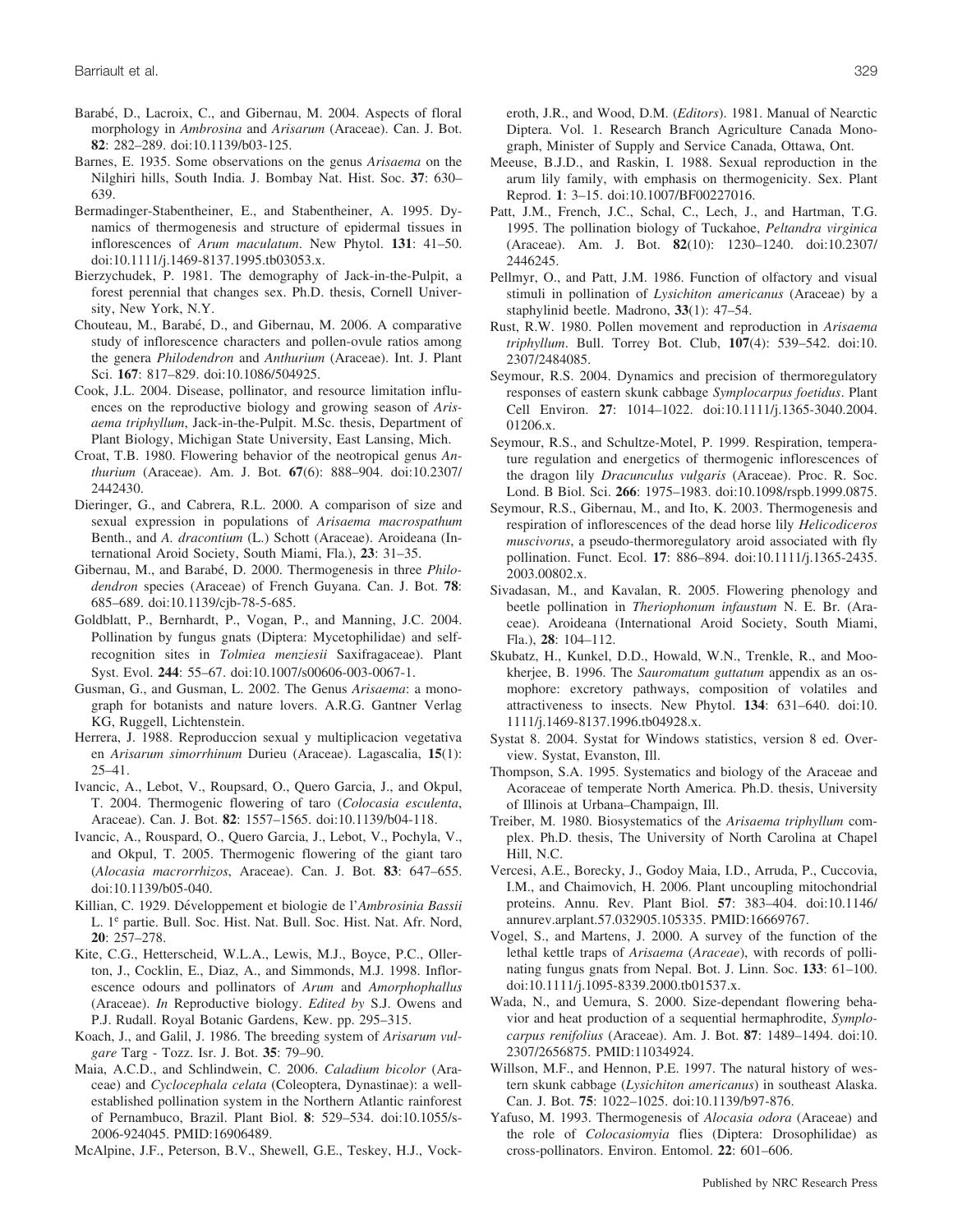Barabé, D., Lacroix, C., and Gibernau, M. 2004. Aspects of floral morphology in *Ambrosina* and *Arisarum* (Araceae). Can. J. Bot. **82**: 282–289. doi:10.1139/b03-125.

Barnes, E. 1935. Some observations on the genus *Arisaema* on the Nilghiri hills, South India. J. Bombay Nat. Hist. Soc. **37**: 630–639.

Bermadinger-Stabentheiner, E., and Stabentheiner, A. 1995. Dynamics of thermogenesis and structure of epidermal tissues in inflorescences of *Arum maculatum*. New Phytol. **131**: 41–50. doi:10.1111/j.1469-8137.1995.tb03053.x.

Bierzychudek, P. 1981. The demography of Jack-in-the-Pulpit, a forest perennial that changes sex. Ph.D. thesis, Cornell University, New York, N.Y.

Chouteau, M., Barabé, D., and Gibernau, M. 2006. A comparative study of inflorescence characters and pollen-ovule ratios among the genera *Philodendron* and *Anthurium* (Araceae). Int. J. Plant Sci. **167**: 817–829. doi:10.1086/504925.

Cook, J.L. 2004. Disease, pollinator, and resource limitation influences on the reproductive biology and growing season of *Arisaema triphyllum*, Jack-in-the-Pulpit. M.Sc. thesis, Department of Plant Biology, Michigan State University, East Lansing, Mich.

Croat, T.B. 1980. Flowering behavior of the neotropical genus *Anthurium* (Araceae). Am. J. Bot. **67**(6): 888–904. doi:10.2307/2442430.

Dieringer, G., and Cabrera, R.L. 2000. A comparison of size and sexual expression in populations of *Arisaema macrospathum* Benth., and *A. dracontium* (L.) Schott (Araceae). Aroideana (International Aroid Society, South Miami, Fla.), **23**: 31–35.

Gibernau, M., and Barabé, D. 2000. Thermogenesis in three *Philodendron* species (Araceae) of French Guyana. Can. J. Bot. **78**: 685–689. doi:10.1139/cjb-78-5-685.

Goldblatt, P., Bernhardt, P., Vogan, P., and Manning, J.C. 2004. Pollination by fungus gnats (Diptera: Mycetophilidae) and self-recognition sites in *Tolmiea menziesii* Saxifragaceae). Plant Syst. Evol. **244**: 55–67. doi:10.1007/s00606-003-0067-1.

Gusman, G., and Gusman, L. 2002. The Genus *Arisaema*: a monograph for botanists and nature lovers. A.R.G. Gantner Verlag KG, Ruggell, Lichtenstein.

Herrera, J. 1988. Reproduccion sexual y multiplicacion vegetativa en *Arisarum simorrhinum* Durieu (Araceae). Lagascalia, **15**(1): 25–41.

Ivancic, A., Lebot, V., Roupsard, O., Quero Garcia, J., and Okpul, T. 2004. Thermogenic flowering of taro (*Colocasia esculenta*, Araceae). Can. J. Bot. **82**: 1557–1565. doi:10.1139/b04-118.

Ivancic, A., Rouspard, O., Quero Garcia, J., Lebot, V., Pochyla, V., and Okpul, T. 2005. Thermogenic flowering of the giant taro (*Alocasia macrorrhizos*, Araceae). Can. J. Bot. **83**: 647–655. doi:10.1139/b05-040.

Killian, C. 1929. Développement et biologie de l'*Ambrosinia Bassii* L. 1e partie. Bull. Soc. Hist. Nat. Bull. Soc. Hist. Nat. Afr. Nord, **20**: 257–278.

Kite, C.G., Hetterscheid, W.L.A., Lewis, M.J., Boyce, P.C., Ollerton, J., Cocklin, E., Diaz, A., and Simmonds, M.J. 1998. Inflorescence odours and pollinators of *Arum* and *Amorphophallus* (Araceae). *In* Reproductive biology. *Edited by* S.J. Owens and P.J. Rudall. Royal Botanic Gardens, Kew. pp. 295–315.

Koach, J., and Galil, J. 1986. The breeding system of *Arisarum vulgare* Targ - Tozz. Isr. J. Bot. **35**: 79–90.

Maia, A.C.D., and Schlindwein, C. 2006. *Caladium bicolor* (Araceae) and *Cyclocephala celata* (Coleoptera, Dynastinae): a well-established pollination system in the Northern Atlantic rainforest of Pernambuco, Brazil. Plant Biol. **8**: 529–534. doi:10.1055/s-2006-924045. PMID:16906489.

McAlpine, J.F., Peterson, B.V., Shewell, G.E., Teskey, H.J., Vockeroth, J.R., and Wood, D.M. (*Editors*). 1981. Manual of Nearctic Diptera. Vol. 1. Research Branch Agriculture Canada Monograph, Minister of Supply and Service Canada, Ottawa, Ont.

Meeuse, B.J.D., and Raskin, I. 1988. Sexual reproduction in the arum lily family, with emphasis on thermogenicity. Sex. Plant Reprod. **1**: 3–15. doi:10.1007/BF00227016.

Patt, J.M., French, J.C., Schal, C., Lech, J., and Hartman, T.G. 1995. The pollination biology of Tuckahoe, *Peltandra virginica* (Araceae). Am. J. Bot. **82**(10): 1230–1240. doi:10.2307/2446245.

Pellmyr, O., and Patt, J.M. 1986. Function of olfactory and visual stimuli in pollination of *Lysichiton americanus* (Araceae) by a staphylinid beetle. Madrono, **33**(1): 47–54.

Rust, R.W. 1980. Pollen movement and reproduction in *Arisaema triphyllum*. Bull. Torrey Bot. Club, **107**(4): 539–542. doi:10.2307/2484085.

Seymour, R.S. 2004. Dynamics and precision of thermoregulatory responses of eastern skunk cabbage *Symplocarpus foetidus*. Plant Cell Environ. **27**: 1014–1022. doi:10.1111/j.1365-3040.2004.01206.x.

Seymour, R.S., and Schultze-Motel, P. 1999. Respiration, temperature regulation and energetics of thermogenic inflorescences of the dragon lily *Dracunculus vulgaris* (Araceae). Proc. R. Soc. Lond. B Biol. Sci. **266**: 1975–1983. doi:10.1098/rspb.1999.0875.

Seymour, R.S., Gibernau, M., and Ito, K. 2003. Thermogenesis and respiration of inflorescences of the dead horse lily *Helicodiceros muscivorus*, a pseudo-thermoregulatory aroid associated with fly pollination. Funct. Ecol. **17**: 886–894. doi:10.1111/j.1365-2435.2003.00802.x.

Sivadasan, M., and Kavalan, R. 2005. Flowering phenology and beetle pollination in *Theriophonum infaustum* N. E. Br. (Araceae). Aroideana (International Aroid Society, South Miami, Fla.), **28**: 104–112.

Skubatz, H., Kunkel, D.D., Howald, W.N., Trenkle, R., and Mookherjee, B. 1996. The *Sauromatum guttatum* appendix as an osmophore: excretory pathways, composition of volatiles and attractiveness to insects. New Phytol. **134**: 631–640. doi:10.1111/j.1469-8137.1996.tb04928.x.

Systat 8. 2004. Systat for Windows statistics, version 8 ed. Overview. Systat, Evanston, Ill.

Thompson, S.A. 1995. Systematics and biology of the Araceae and Acoraceae of temperate North America. Ph.D. thesis, University of Illinois at Urbana–Champaign, Ill.

Treiber, M. 1980. Biosystematics of the *Arisaema triphyllum* complex. Ph.D. thesis, The University of North Carolina at Chapel Hill, N.C.

Vercesi, A.E., Borecky, J., Godoy Maia, I.D., Arruda, P., Cuccovia, I.M., and Chaimovich, H. 2006. Plant uncoupling mitochondrial proteins. Annu. Rev. Plant Biol. **57**: 383–404. doi:10.1146/annurev.arplant.57.032905.105335. PMID:16669767.

Vogel, S., and Martens, J. 2000. A survey of the function of the lethal kettle traps of *Arisaema* (*Araceae*), with records of pollinating fungus gnats from Nepal. Bot. J. Linn. Soc. **133**: 61–100. doi:10.1111/j.1095-8339.2000.tb01537.x.

Wada, N., and Uemura, S. 2000. Size-dependant flowering behavior and heat production of a sequential hermaphrodite, *Symplocarpus renifolius* (Araceae). Am. J. Bot. **87**: 1489–1494. doi:10.2307/2656875. PMID:11034924.

Willson, M.F., and Hennon, P.E. 1997. The natural history of western skunk cabbage (*Lysichiton americanus*) in southeast Alaska. Can. J. Bot. **75**: 1022–1025. doi:10.1139/b97-876.

Yafuso, M. 1993. Thermogenesis of *Alocasia odora* (Araceae) and the role of *Colocasiomyia* flies (Diptera: Drosophilidae) as cross-pollinators. Environ. Entomol. **22**: 601–606.